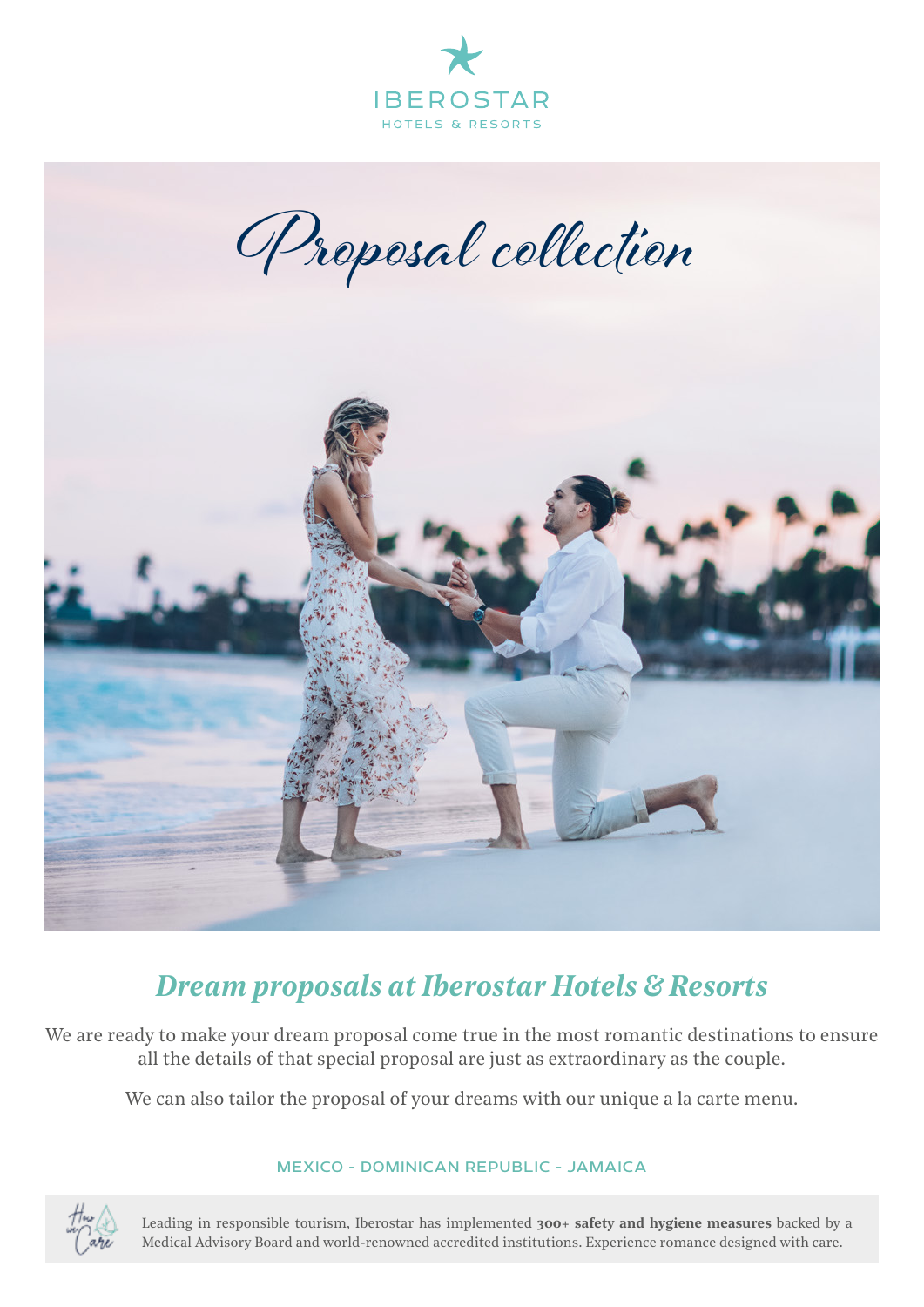IBEROSTAR

HOTELS & RESORTS

# Proposal collection

## *Dream proposals at Iberostar Hotels & Resorts*

We are ready to make your dream proposal come true in the most romantic destinations to ensure all the details of that special proposal are just as extraordinary as the couple.

We can also tailor the proposal of your dreams with our unique a la carte menu.

MEXICO - DOMINICAN REPUBLIC - JAMAICA

Leading in responsible tourism, Iberostar has implemented **300+ safety and hygiene measures** backed by a Medical Advisory Board and world-renowned accredited institutions. Experience romance designed with care.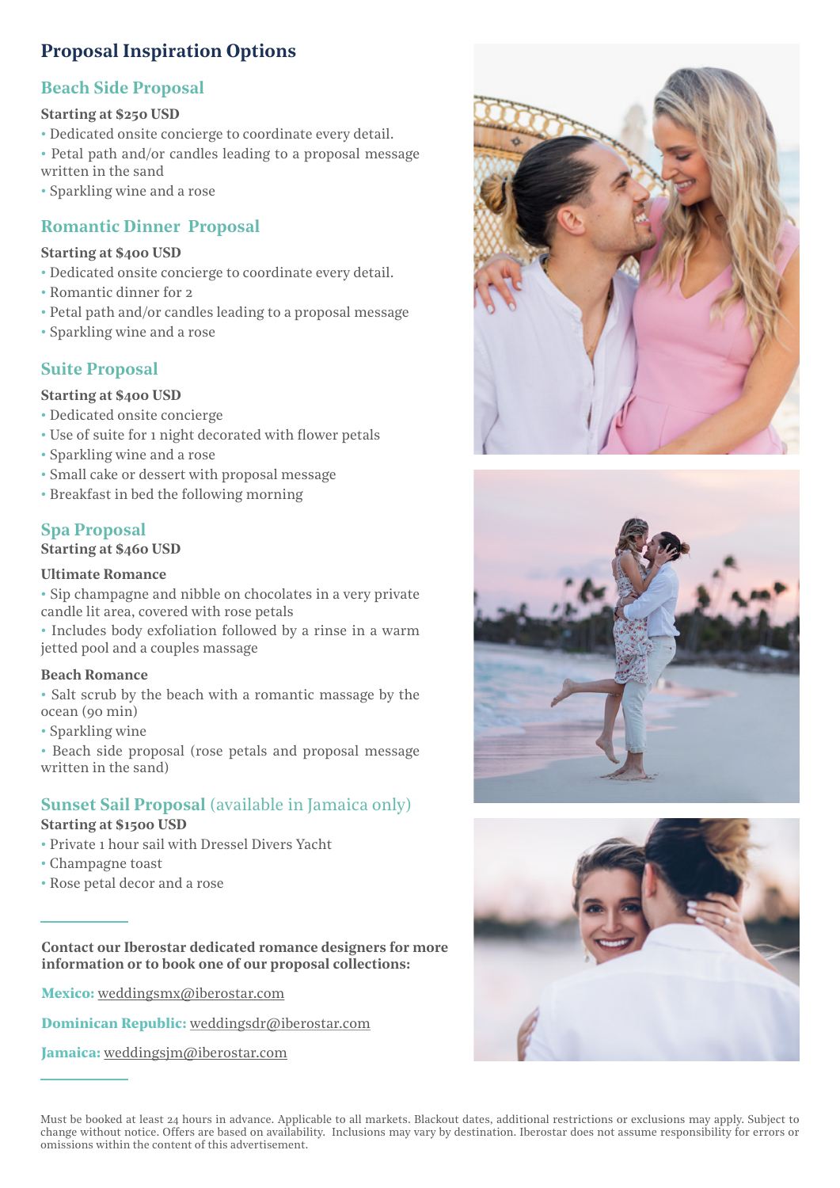# Proposal Inspiration Options

## Beach Side Proposal

**Starting at $250 USD**

- Dedicated onsite concierge to coordinate every detail.
- Petal path and/or candles leading to a proposal message written in the sand
- Sparkling wine and a rose

## Romantic Dinner Proposal

**Starting at $400 USD**

- Dedicated onsite concierge to coordinate every detail.
- Romantic dinner for 2
- Petal path and/or candles leading to a proposal message
- Sparkling wine and a rose

## Suite Proposal

**Starting at $400 USD**

- Dedicated onsite concierge
- Use of suite for 1 night decorated with flower petals
- Sparkling wine and a rose
- Small cake or dessert with proposal message
- Breakfast in bed the following morning

## Spa Proposal

**Starting at $460 USD**

**Ultimate Romance**

- Sip champagne and nibble on chocolates in a very private candle lit area, covered with rose petals
- Includes body exfoliation followed by a rinse in a warm jetted pool and a couples massage

**Beach Romance**

- Salt scrub by the beach with a romantic massage by the ocean (90 min)
- Sparkling wine
- Beach side proposal (rose petals and proposal message written in the sand)

## Sunset Sail Proposal (available in Jamaica only)

**Starting at $1500 USD**

- Private 1 hour sail with Dressel Divers Yacht
- Champagne toast
- Rose petal decor and a rose

---

**Contact our Iberostar dedicated romance designers for more information or to book one of our proposal collections:**

**Mexico:** weddingsmx@iberostar.com

**Dominican Republic:** weddingsdr@iberostar.com

**Jamaica:** weddingsjm@iberostar.com

---

Must be booked at least 24 hours in advance. Applicable to all markets. Blackout dates, additional restrictions or exclusions may apply. Subject to change without notice. Offers are based on availability. Inclusions may vary by destination. Iberostar does not assume responsibility for errors or omissions within the content of this advertisement.